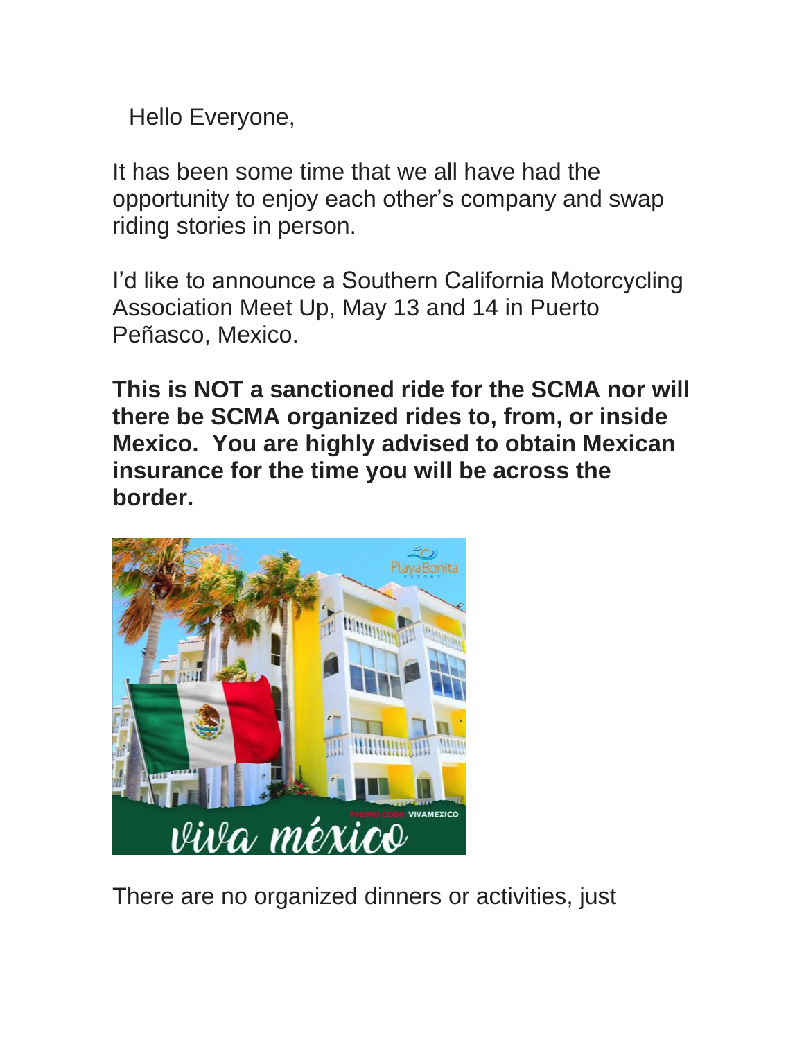Hello Everyone,

It has been some time that we all have had the opportunity to enjoy each other's company and swap riding stories in person.

I'd like to announce a Southern California Motorcycling Association Meet Up, May 13 and 14 in Puerto Peñasco, Mexico.

**This is NOT a sanctioned ride for the SCMA nor will there be SCMA organized rides to, from, or inside Mexico. You are highly advised to obtain Mexican insurance for the time you will be across the border.**

There are no organized dinners or activities, just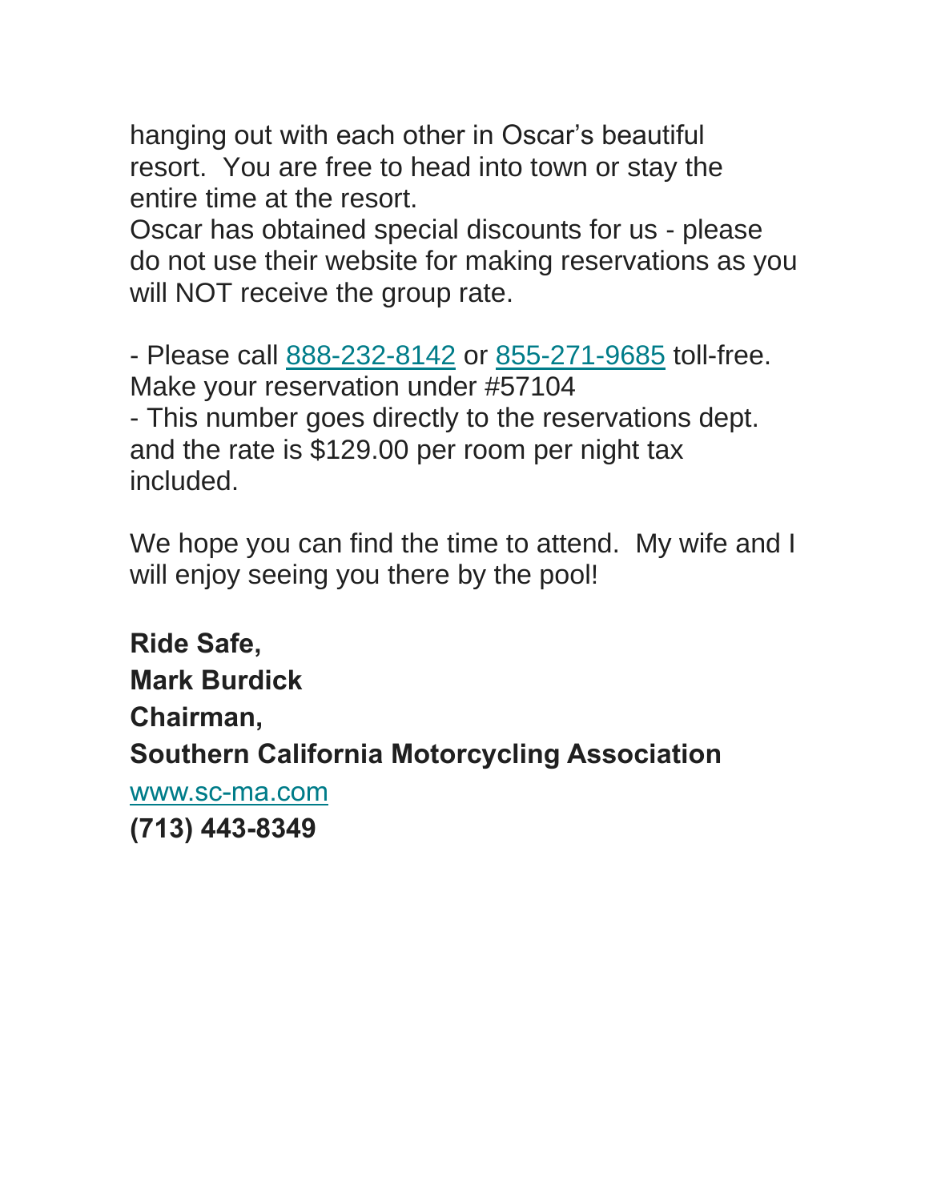hanging out with each other in Oscar's beautiful resort. You are free to head into town or stay the entire time at the resort.
Oscar has obtained special discounts for us - please do not use their website for making reservations as you will NOT receive the group rate.

- Please call 888-232-8142 or 855-271-9685 toll-free. Make your reservation under #57104
- This number goes directly to the reservations dept. and the rate is $129.00 per room per night tax included.

We hope you can find the time to attend. My wife and I will enjoy seeing you there by the pool!

**Ride Safe,**
**Mark Burdick**
**Chairman,**
**Southern California Motorcycling Association**
www.sc-ma.com
**(713) 443-8349**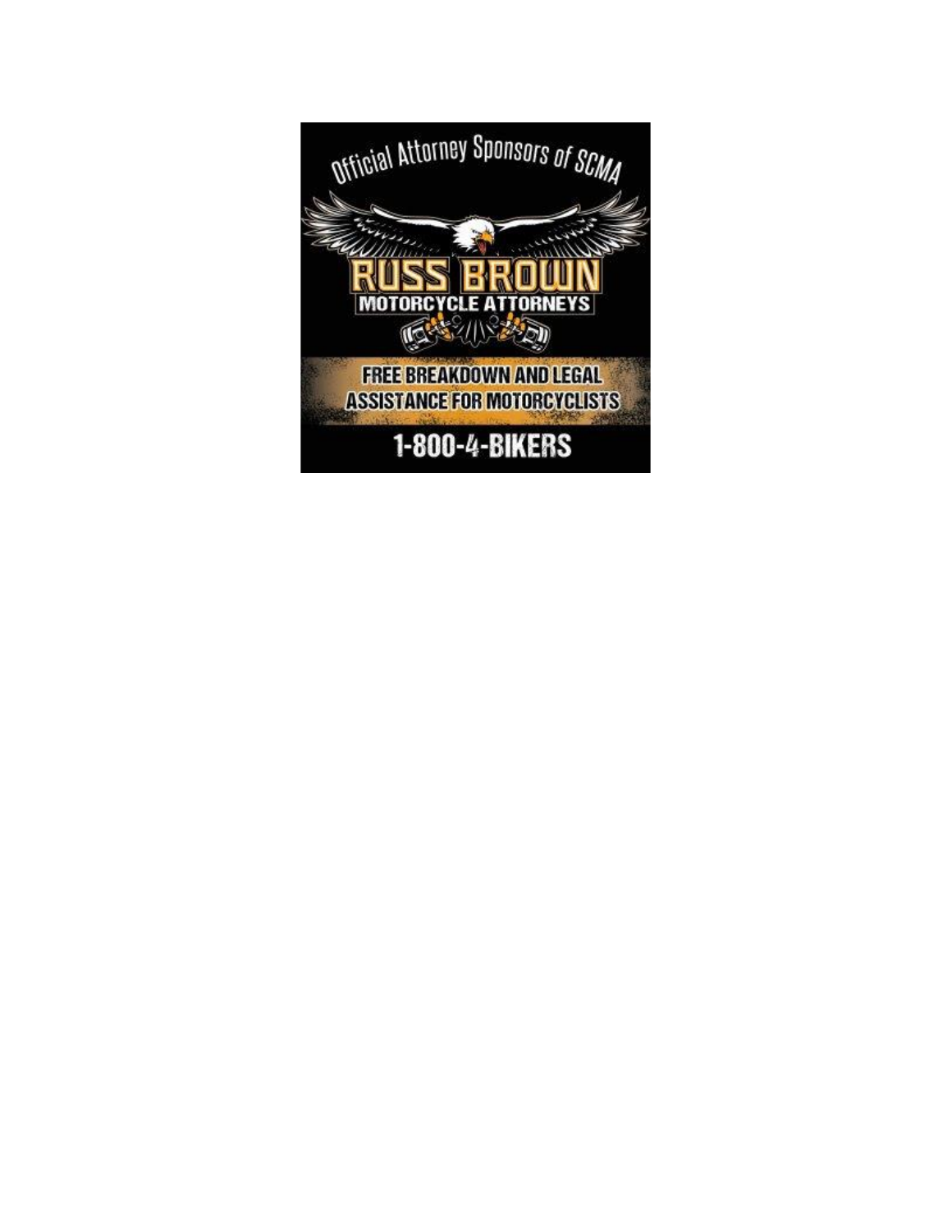Official Attorney Sponsors of SCMA

RUSS BROWN

MOTORCYCLE ATTORNEYS

FREE BREAKDOWN AND LEGAL ASSISTANCE FOR MOTORCYCLISTS

1-800-4-BIKERS